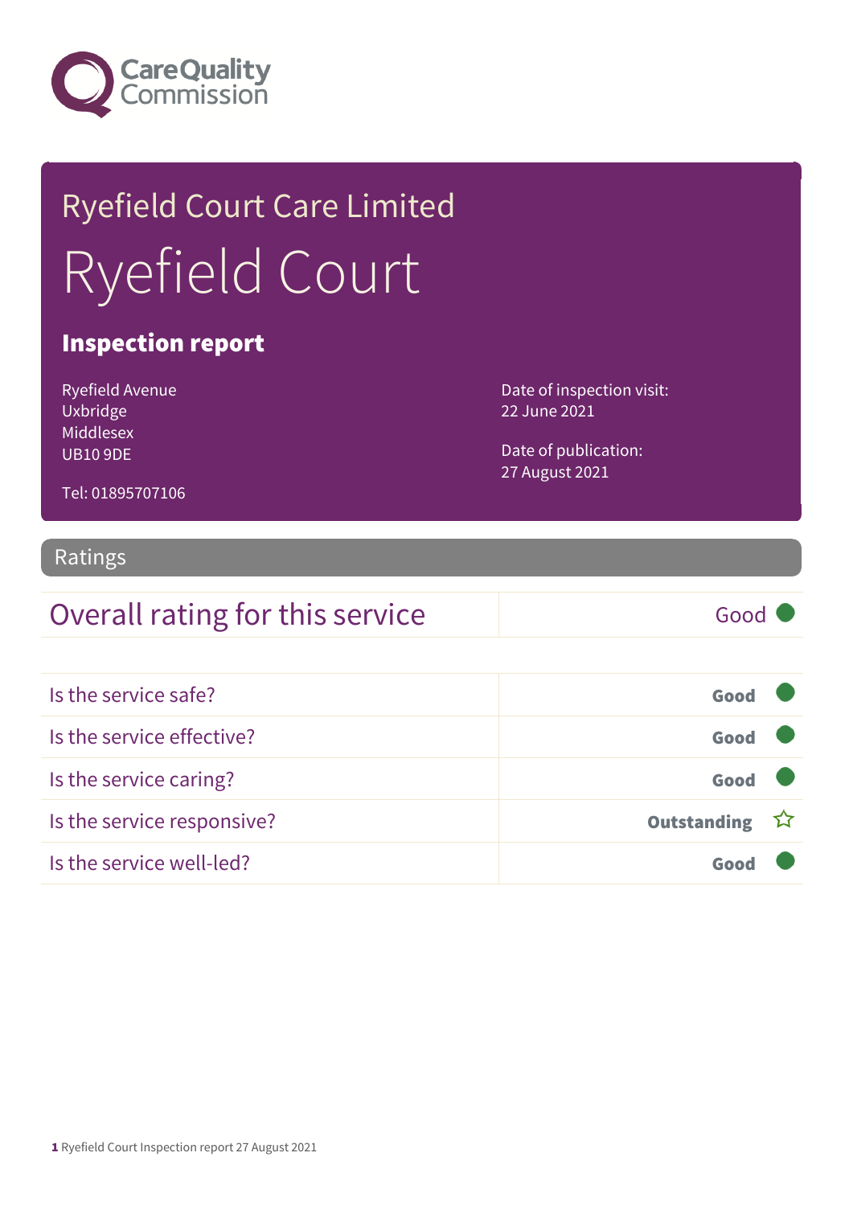Care Quality Commission

# Ryefield Court Care Limited

# Ryefield Court

## Inspection report

Ryefield Avenue
Uxbridge
Middlesex
UB10 9DE

Tel: 01895707106

Date of inspection visit:
22 June 2021

Date of publication:
27 August 2021

## Ratings

| Overall rating for this service | Good |
|---|---|

| Is the service safe? | Good |
|---|---|
| Is the service effective? | Good |
| Is the service caring? | Good |
| Is the service responsive? | Outstanding |
| Is the service well-led? | Good |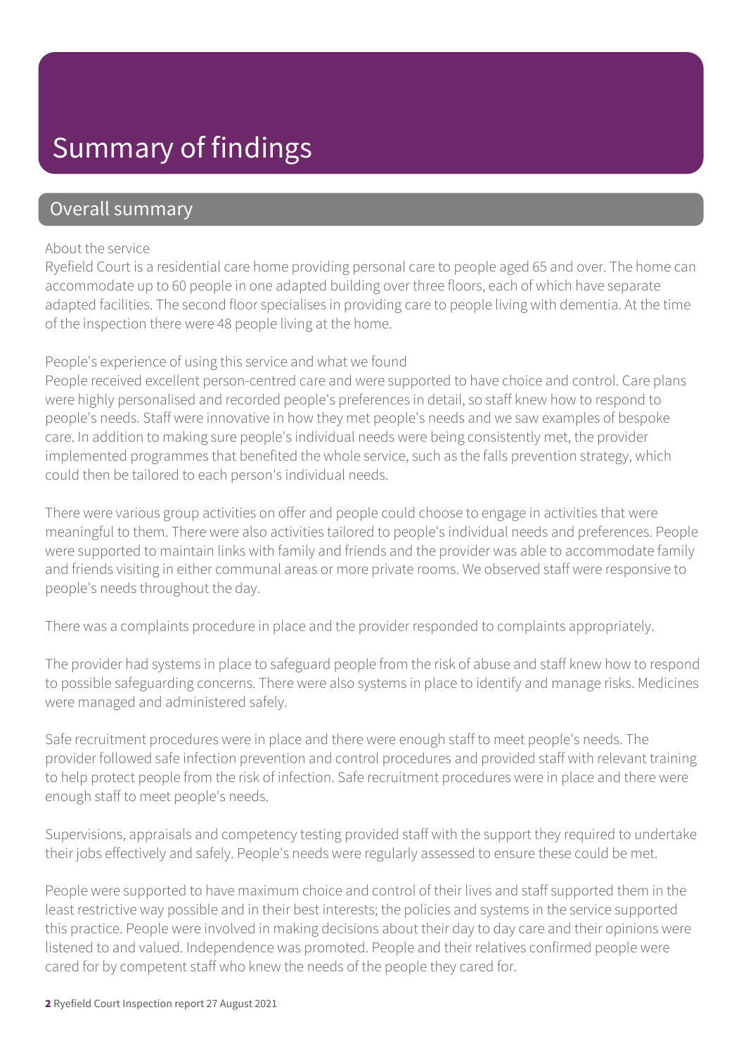# Summary of findings

## Overall summary

About the service

Ryefield Court is a residential care home providing personal care to people aged 65 and over. The home can accommodate up to 60 people in one adapted building over three floors, each of which have separate adapted facilities. The second floor specialises in providing care to people living with dementia. At the time of the inspection there were 48 people living at the home.

People's experience of using this service and what we found

People received excellent person-centred care and were supported to have choice and control. Care plans were highly personalised and recorded people's preferences in detail, so staff knew how to respond to people's needs. Staff were innovative in how they met people's needs and we saw examples of bespoke care. In addition to making sure people's individual needs were being consistently met, the provider implemented programmes that benefited the whole service, such as the falls prevention strategy, which could then be tailored to each person's individual needs.

There were various group activities on offer and people could choose to engage in activities that were meaningful to them. There were also activities tailored to people's individual needs and preferences. People were supported to maintain links with family and friends and the provider was able to accommodate family and friends visiting in either communal areas or more private rooms. We observed staff were responsive to people's needs throughout the day.

There was a complaints procedure in place and the provider responded to complaints appropriately.

The provider had systems in place to safeguard people from the risk of abuse and staff knew how to respond to possible safeguarding concerns. There were also systems in place to identify and manage risks. Medicines were managed and administered safely.

Safe recruitment procedures were in place and there were enough staff to meet people's needs. The provider followed safe infection prevention and control procedures and provided staff with relevant training to help protect people from the risk of infection. Safe recruitment procedures were in place and there were enough staff to meet people's needs.

Supervisions, appraisals and competency testing provided staff with the support they required to undertake their jobs effectively and safely. People's needs were regularly assessed to ensure these could be met.

People were supported to have maximum choice and control of their lives and staff supported them in the least restrictive way possible and in their best interests; the policies and systems in the service supported this practice. People were involved in making decisions about their day to day care and their opinions were listened to and valued. Independence was promoted. People and their relatives confirmed people were cared for by competent staff who knew the needs of the people they cared for.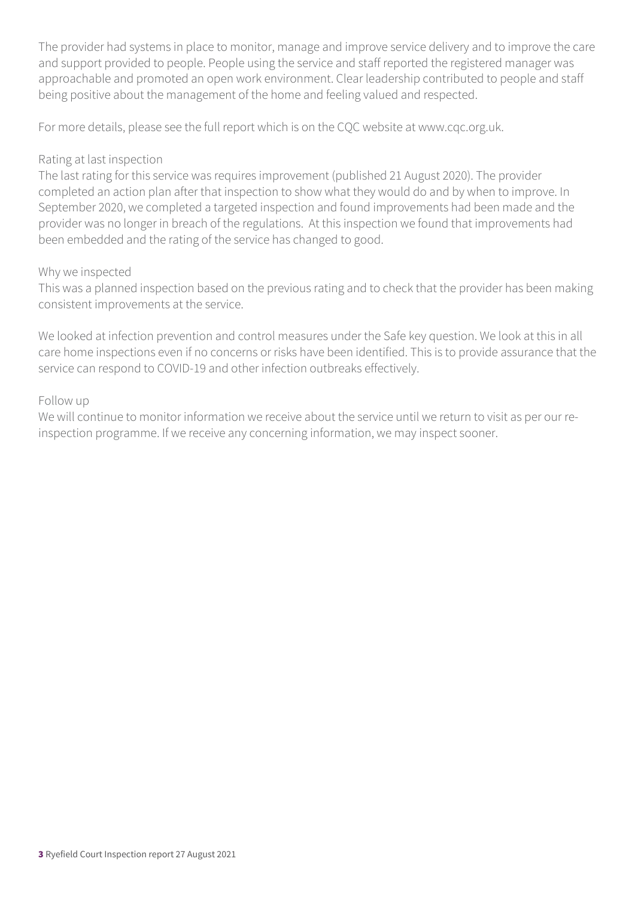The provider had systems in place to monitor, manage and improve service delivery and to improve the care and support provided to people. People using the service and staff reported the registered manager was approachable and promoted an open work environment. Clear leadership contributed to people and staff being positive about the management of the home and feeling valued and respected.

For more details, please see the full report which is on the CQC website at www.cqc.org.uk.

Rating at last inspection
The last rating for this service was requires improvement (published 21 August 2020). The provider completed an action plan after that inspection to show what they would do and by when to improve. In September 2020, we completed a targeted inspection and found improvements had been made and the provider was no longer in breach of the regulations. At this inspection we found that improvements had been embedded and the rating of the service has changed to good.

Why we inspected
This was a planned inspection based on the previous rating and to check that the provider has been making consistent improvements at the service.

We looked at infection prevention and control measures under the Safe key question. We look at this in all care home inspections even if no concerns or risks have been identified. This is to provide assurance that the service can respond to COVID-19 and other infection outbreaks effectively.

Follow up
We will continue to monitor information we receive about the service until we return to visit as per our re-inspection programme. If we receive any concerning information, we may inspect sooner.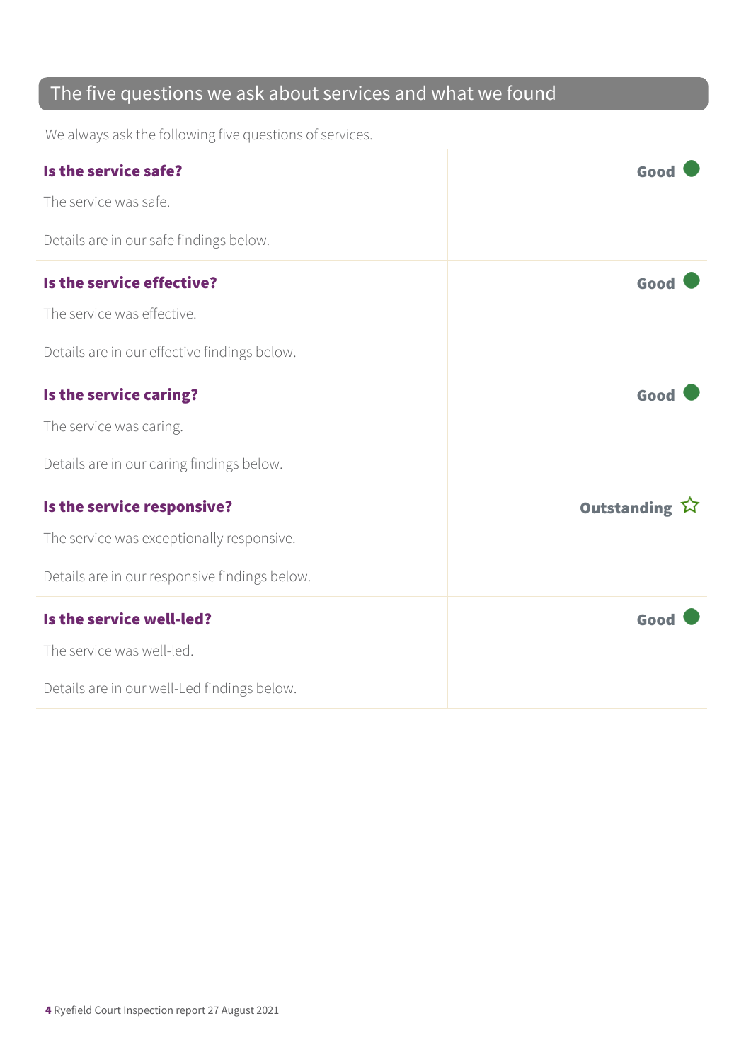## The five questions we ask about services and what we found

We always ask the following five questions of services.

| | |
|---|---|
| **Is the service safe?**<br><br>The service was safe.<br><br>Details are in our safe findings below. | **Good** |
| **Is the service effective?**<br><br>The service was effective.<br><br>Details are in our effective findings below. | **Good** |
| **Is the service caring?**<br><br>The service was caring.<br><br>Details are in our caring findings below. | **Good** |
| **Is the service responsive?**<br><br>The service was exceptionally responsive.<br><br>Details are in our responsive findings below. | **Outstanding** ☆ |
| **Is the service well-led?**<br><br>The service was well-led.<br><br>Details are in our well-Led findings below. | **Good** |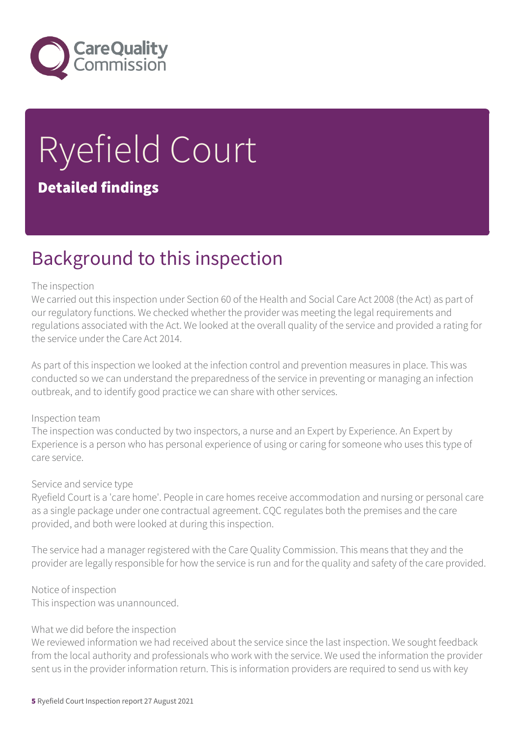# Ryefield Court

**Detailed findings**

## Background to this inspection

The inspection

We carried out this inspection under Section 60 of the Health and Social Care Act 2008 (the Act) as part of our regulatory functions. We checked whether the provider was meeting the legal requirements and regulations associated with the Act. We looked at the overall quality of the service and provided a rating for the service under the Care Act 2014.

As part of this inspection we looked at the infection control and prevention measures in place. This was conducted so we can understand the preparedness of the service in preventing or managing an infection outbreak, and to identify good practice we can share with other services.

Inspection team

The inspection was conducted by two inspectors, a nurse and an Expert by Experience. An Expert by Experience is a person who has personal experience of using or caring for someone who uses this type of care service.

Service and service type

Ryefield Court is a 'care home'. People in care homes receive accommodation and nursing or personal care as a single package under one contractual agreement. CQC regulates both the premises and the care provided, and both were looked at during this inspection.

The service had a manager registered with the Care Quality Commission. This means that they and the provider are legally responsible for how the service is run and for the quality and safety of the care provided.

Notice of inspection

This inspection was unannounced.

What we did before the inspection

We reviewed information we had received about the service since the last inspection. We sought feedback from the local authority and professionals who work with the service. We used the information the provider sent us in the provider information return. This is information providers are required to send us with key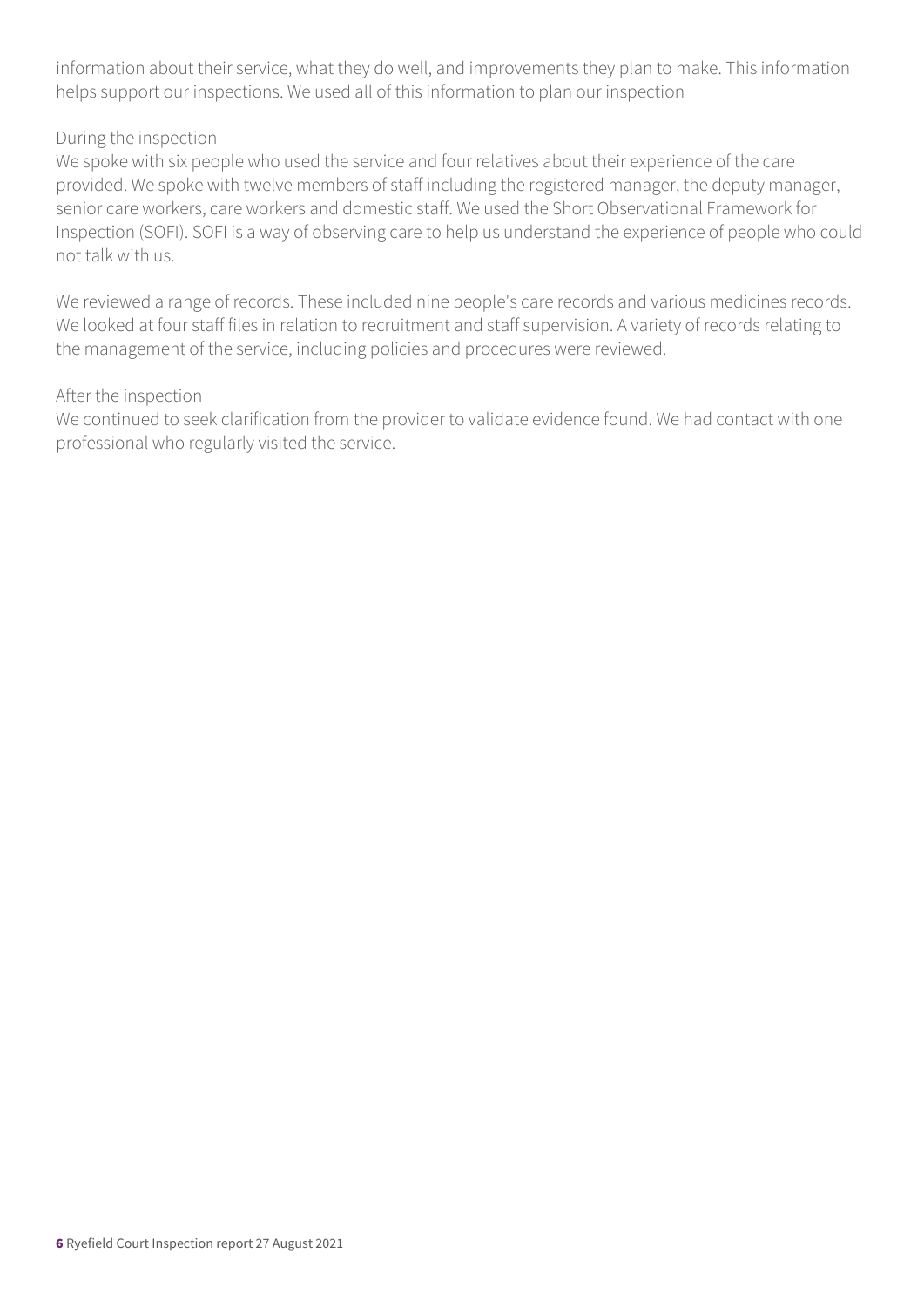information about their service, what they do well, and improvements they plan to make. This information helps support our inspections. We used all of this information to plan our inspection

During the inspection

We spoke with six people who used the service and four relatives about their experience of the care provided. We spoke with twelve members of staff including the registered manager, the deputy manager, senior care workers, care workers and domestic staff. We used the Short Observational Framework for Inspection (SOFI). SOFI is a way of observing care to help us understand the experience of people who could not talk with us.

We reviewed a range of records. These included nine people's care records and various medicines records. We looked at four staff files in relation to recruitment and staff supervision. A variety of records relating to the management of the service, including policies and procedures were reviewed.

After the inspection

We continued to seek clarification from the provider to validate evidence found. We had contact with one professional who regularly visited the service.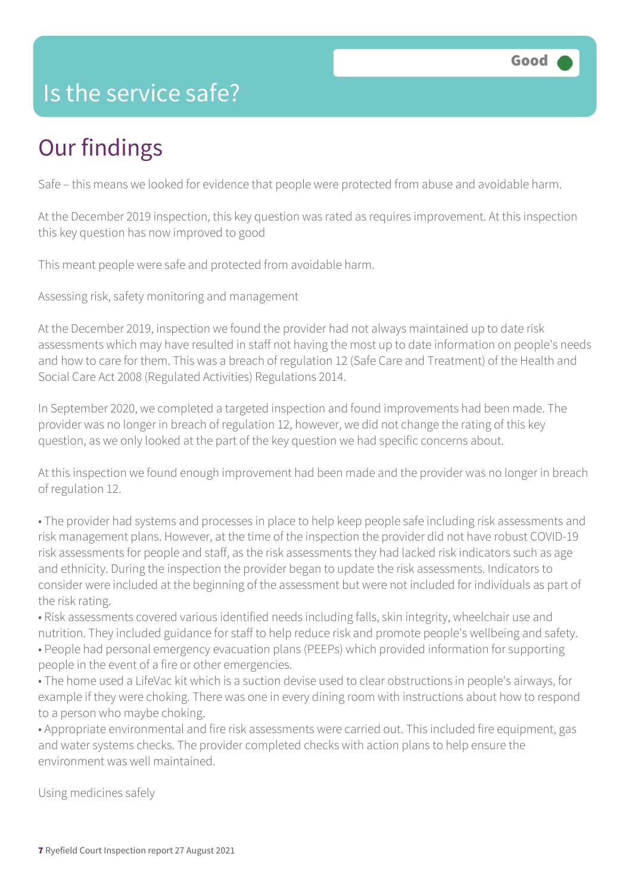# Is the service safe?

**Good**

## Our findings

Safe – this means we looked for evidence that people were protected from abuse and avoidable harm.

At the December 2019 inspection, this key question was rated as requires improvement. At this inspection this key question has now improved to good

This meant people were safe and protected from avoidable harm.

### Assessing risk, safety monitoring and management

At the December 2019, inspection we found the provider had not always maintained up to date risk assessments which may have resulted in staff not having the most up to date information on people's needs and how to care for them. This was a breach of regulation 12 (Safe Care and Treatment) of the Health and Social Care Act 2008 (Regulated Activities) Regulations 2014.

In September 2020, we completed a targeted inspection and found improvements had been made. The provider was no longer in breach of regulation 12, however, we did not change the rating of this key question, as we only looked at the part of the key question we had specific concerns about.

At this inspection we found enough improvement had been made and the provider was no longer in breach of regulation 12.

- The provider had systems and processes in place to help keep people safe including risk assessments and risk management plans. However, at the time of the inspection the provider did not have robust COVID-19 risk assessments for people and staff, as the risk assessments they had lacked risk indicators such as age and ethnicity. During the inspection the provider began to update the risk assessments. Indicators to consider were included at the beginning of the assessment but were not included for individuals as part of the risk rating.
- Risk assessments covered various identified needs including falls, skin integrity, wheelchair use and nutrition. They included guidance for staff to help reduce risk and promote people's wellbeing and safety.
- People had personal emergency evacuation plans (PEEPs) which provided information for supporting people in the event of a fire or other emergencies.
- The home used a LifeVac kit which is a suction devise used to clear obstructions in people's airways, for example if they were choking. There was one in every dining room with instructions about how to respond to a person who maybe choking.
- Appropriate environmental and fire risk assessments were carried out. This included fire equipment, gas and water systems checks. The provider completed checks with action plans to help ensure the environment was well maintained.

### Using medicines safely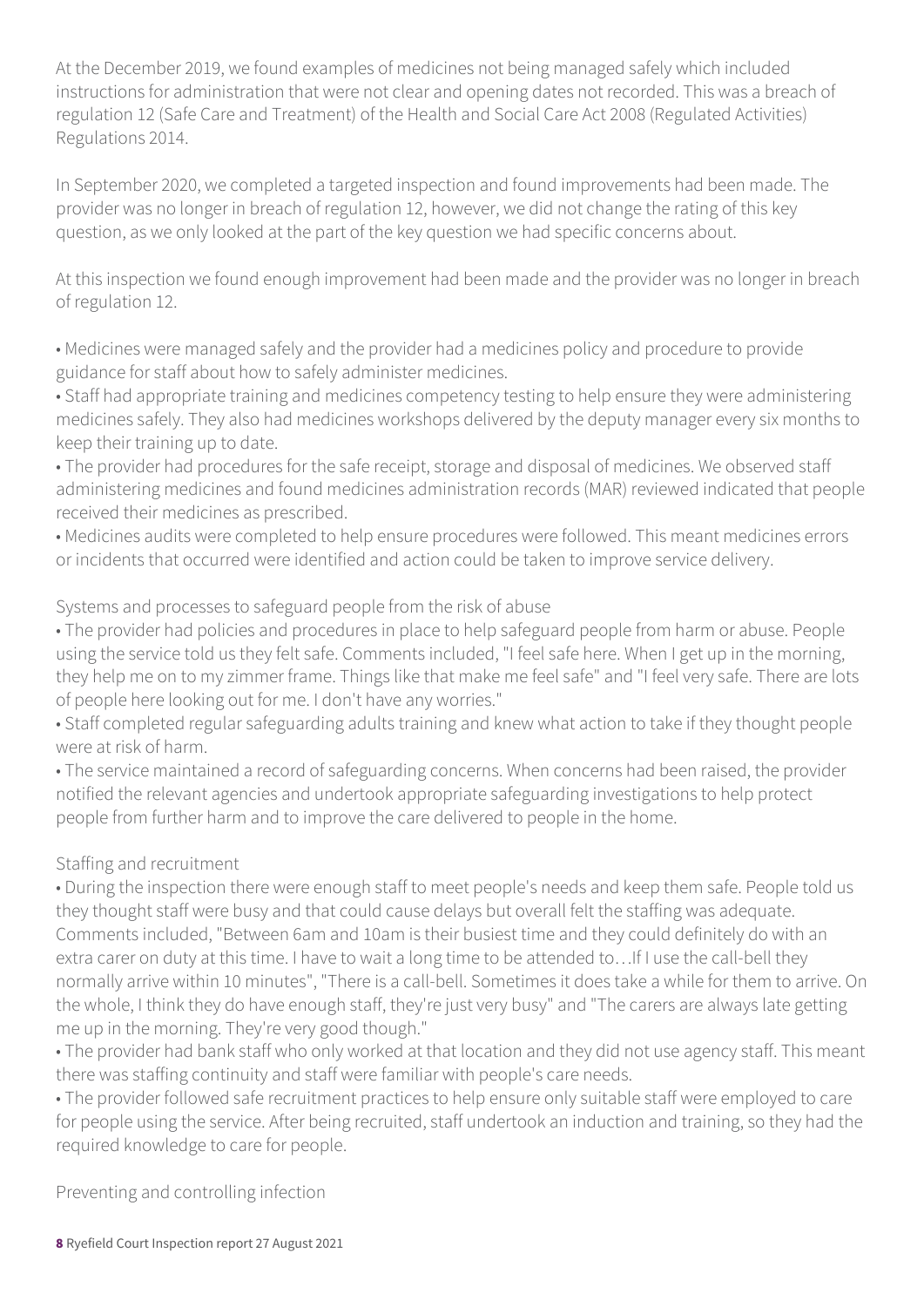At the December 2019, we found examples of medicines not being managed safely which included instructions for administration that were not clear and opening dates not recorded. This was a breach of regulation 12 (Safe Care and Treatment) of the Health and Social Care Act 2008 (Regulated Activities) Regulations 2014.

In September 2020, we completed a targeted inspection and found improvements had been made. The provider was no longer in breach of regulation 12, however, we did not change the rating of this key question, as we only looked at the part of the key question we had specific concerns about.

At this inspection we found enough improvement had been made and the provider was no longer in breach of regulation 12.

- Medicines were managed safely and the provider had a medicines policy and procedure to provide guidance for staff about how to safely administer medicines.
- Staff had appropriate training and medicines competency testing to help ensure they were administering medicines safely. They also had medicines workshops delivered by the deputy manager every six months to keep their training up to date.
- The provider had procedures for the safe receipt, storage and disposal of medicines. We observed staff administering medicines and found medicines administration records (MAR) reviewed indicated that people received their medicines as prescribed.
- Medicines audits were completed to help ensure procedures were followed. This meant medicines errors or incidents that occurred were identified and action could be taken to improve service delivery.

## Systems and processes to safeguard people from the risk of abuse

- The provider had policies and procedures in place to help safeguard people from harm or abuse. People using the service told us they felt safe. Comments included, "I feel safe here. When I get up in the morning, they help me on to my zimmer frame. Things like that make me feel safe" and "I feel very safe. There are lots of people here looking out for me. I don't have any worries."
- Staff completed regular safeguarding adults training and knew what action to take if they thought people were at risk of harm.
- The service maintained a record of safeguarding concerns. When concerns had been raised, the provider notified the relevant agencies and undertook appropriate safeguarding investigations to help protect people from further harm and to improve the care delivered to people in the home.

## Staffing and recruitment

- During the inspection there were enough staff to meet people's needs and keep them safe. People told us they thought staff were busy and that could cause delays but overall felt the staffing was adequate. Comments included, "Between 6am and 10am is their busiest time and they could definitely do with an extra carer on duty at this time. I have to wait a long time to be attended to…If I use the call-bell they normally arrive within 10 minutes", "There is a call-bell. Sometimes it does take a while for them to arrive. On the whole, I think they do have enough staff, they're just very busy" and "The carers are always late getting me up in the morning. They're very good though."
- The provider had bank staff who only worked at that location and they did not use agency staff. This meant there was staffing continuity and staff were familiar with people's care needs.
- The provider followed safe recruitment practices to help ensure only suitable staff were employed to care for people using the service. After being recruited, staff undertook an induction and training, so they had the required knowledge to care for people.

## Preventing and controlling infection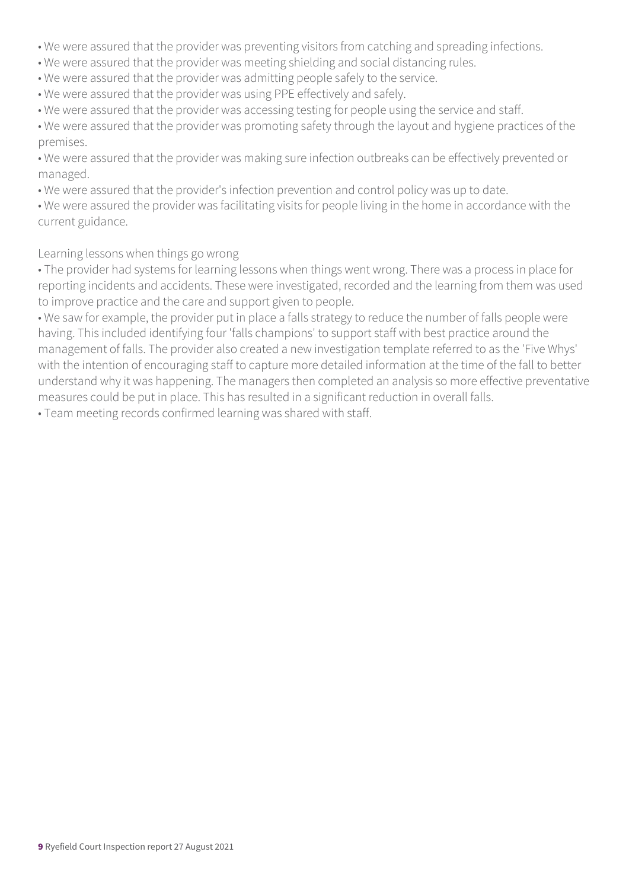- We were assured that the provider was preventing visitors from catching and spreading infections.
- We were assured that the provider was meeting shielding and social distancing rules.
- We were assured that the provider was admitting people safely to the service.
- We were assured that the provider was using PPE effectively and safely.
- We were assured that the provider was accessing testing for people using the service and staff.
- We were assured that the provider was promoting safety through the layout and hygiene practices of the premises.
- We were assured that the provider was making sure infection outbreaks can be effectively prevented or managed.
- We were assured that the provider's infection prevention and control policy was up to date.
- We were assured the provider was facilitating visits for people living in the home in accordance with the current guidance.

Learning lessons when things go wrong

- The provider had systems for learning lessons when things went wrong. There was a process in place for reporting incidents and accidents. These were investigated, recorded and the learning from them was used to improve practice and the care and support given to people.
- We saw for example, the provider put in place a falls strategy to reduce the number of falls people were having. This included identifying four 'falls champions' to support staff with best practice around the management of falls. The provider also created a new investigation template referred to as the 'Five Whys' with the intention of encouraging staff to capture more detailed information at the time of the fall to better understand why it was happening. The managers then completed an analysis so more effective preventative measures could be put in place. This has resulted in a significant reduction in overall falls.
- Team meeting records confirmed learning was shared with staff.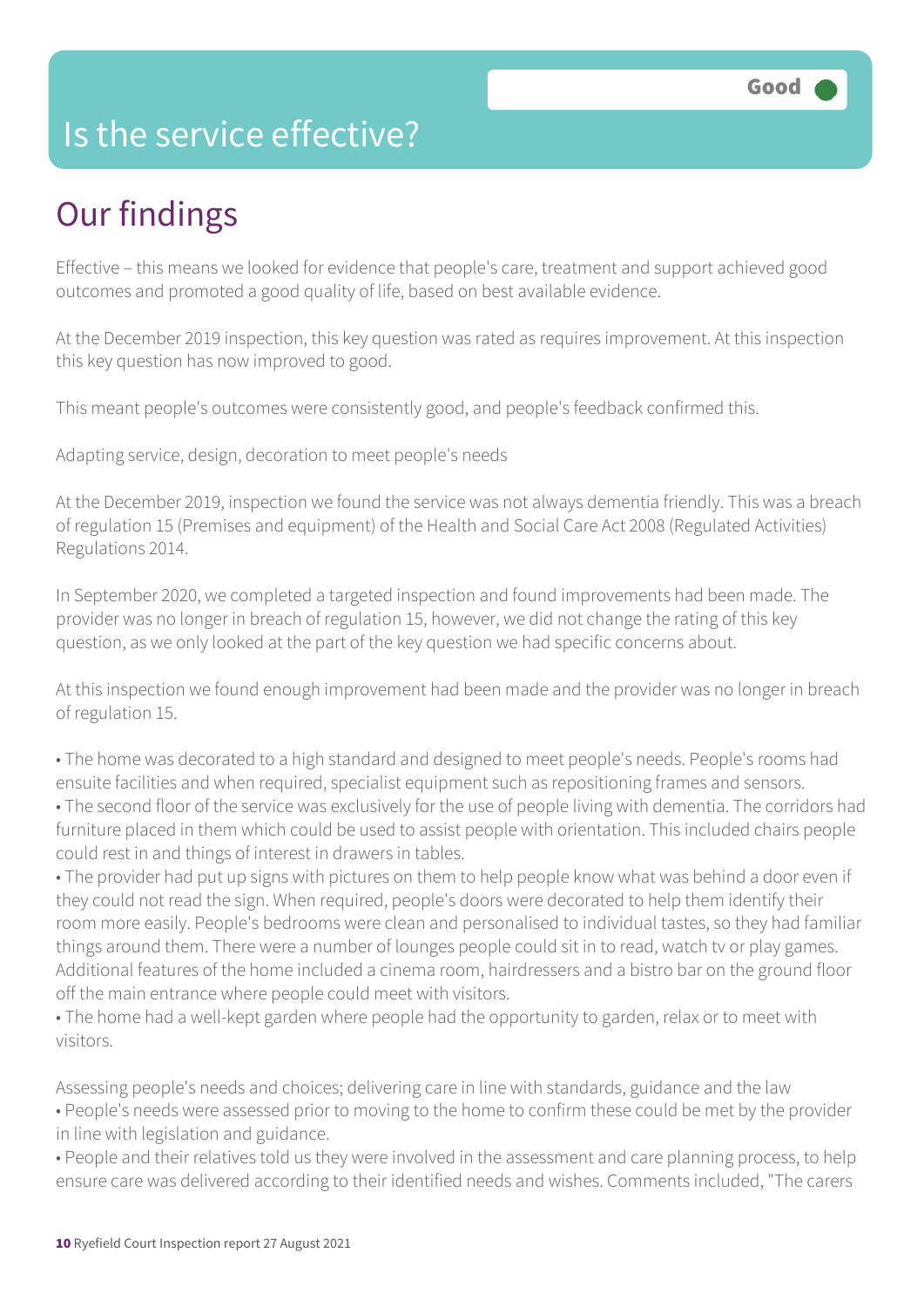# Is the service effective?

**Good**

## Our findings

Effective – this means we looked for evidence that people's care, treatment and support achieved good outcomes and promoted a good quality of life, based on best available evidence.

At the December 2019 inspection, this key question was rated as requires improvement. At this inspection this key question has now improved to good.

This meant people's outcomes were consistently good, and people's feedback confirmed this.

Adapting service, design, decoration to meet people's needs

At the December 2019, inspection we found the service was not always dementia friendly. This was a breach of regulation 15 (Premises and equipment) of the Health and Social Care Act 2008 (Regulated Activities) Regulations 2014.

In September 2020, we completed a targeted inspection and found improvements had been made. The provider was no longer in breach of regulation 15, however, we did not change the rating of this key question, as we only looked at the part of the key question we had specific concerns about.

At this inspection we found enough improvement had been made and the provider was no longer in breach of regulation 15.

- The home was decorated to a high standard and designed to meet people's needs. People's rooms had ensuite facilities and when required, specialist equipment such as repositioning frames and sensors.
- The second floor of the service was exclusively for the use of people living with dementia. The corridors had furniture placed in them which could be used to assist people with orientation. This included chairs people could rest in and things of interest in drawers in tables.
- The provider had put up signs with pictures on them to help people know what was behind a door even if they could not read the sign. When required, people's doors were decorated to help them identify their room more easily. People's bedrooms were clean and personalised to individual tastes, so they had familiar things around them. There were a number of lounges people could sit in to read, watch tv or play games. Additional features of the home included a cinema room, hairdressers and a bistro bar on the ground floor off the main entrance where people could meet with visitors.
- The home had a well-kept garden where people had the opportunity to garden, relax or to meet with visitors.

Assessing people's needs and choices; delivering care in line with standards, guidance and the law

- People's needs were assessed prior to moving to the home to confirm these could be met by the provider in line with legislation and guidance.
- People and their relatives told us they were involved in the assessment and care planning process, to help ensure care was delivered according to their identified needs and wishes. Comments included, "The carers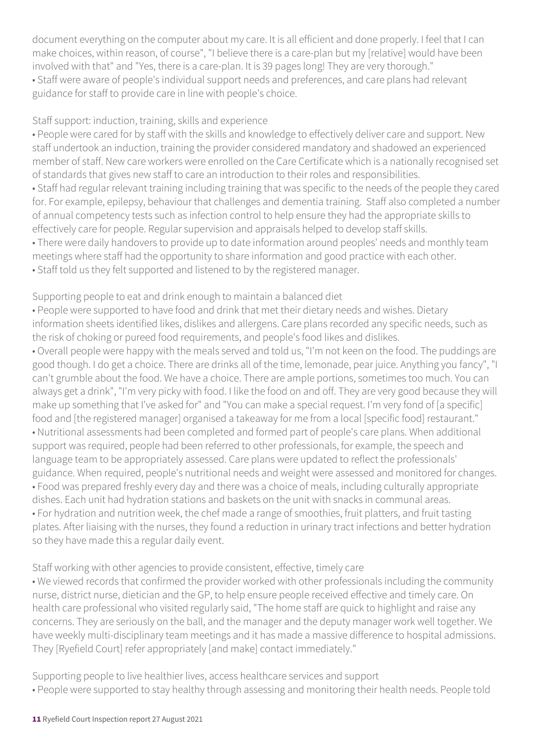document everything on the computer about my care. It is all efficient and done properly. I feel that I can make choices, within reason, of course", "I believe there is a care-plan but my [relative] would have been involved with that" and "Yes, there is a care-plan. It is 39 pages long! They are very thorough."

• Staff were aware of people's individual support needs and preferences, and care plans had relevant guidance for staff to provide care in line with people's choice.

Staff support: induction, training, skills and experience

• People were cared for by staff with the skills and knowledge to effectively deliver care and support. New staff undertook an induction, training the provider considered mandatory and shadowed an experienced member of staff. New care workers were enrolled on the Care Certificate which is a nationally recognised set of standards that gives new staff to care an introduction to their roles and responsibilities.

• Staff had regular relevant training including training that was specific to the needs of the people they cared for. For example, epilepsy, behaviour that challenges and dementia training. Staff also completed a number of annual competency tests such as infection control to help ensure they had the appropriate skills to effectively care for people. Regular supervision and appraisals helped to develop staff skills.

• There were daily handovers to provide up to date information around peoples' needs and monthly team meetings where staff had the opportunity to share information and good practice with each other.

• Staff told us they felt supported and listened to by the registered manager.

Supporting people to eat and drink enough to maintain a balanced diet

• People were supported to have food and drink that met their dietary needs and wishes. Dietary information sheets identified likes, dislikes and allergens. Care plans recorded any specific needs, such as the risk of choking or pureed food requirements, and people's food likes and dislikes.

• Overall people were happy with the meals served and told us, "I'm not keen on the food. The puddings are good though. I do get a choice. There are drinks all of the time, lemonade, pear juice. Anything you fancy", "I can't grumble about the food. We have a choice. There are ample portions, sometimes too much. You can always get a drink", "I'm very picky with food. I like the food on and off. They are very good because they will make up something that I've asked for" and "You can make a special request. I'm very fond of [a specific] food and [the registered manager] organised a takeaway for me from a local [specific food] restaurant."

• Nutritional assessments had been completed and formed part of people's care plans. When additional support was required, people had been referred to other professionals, for example, the speech and language team to be appropriately assessed. Care plans were updated to reflect the professionals' guidance. When required, people's nutritional needs and weight were assessed and monitored for changes.

• Food was prepared freshly every day and there was a choice of meals, including culturally appropriate dishes. Each unit had hydration stations and baskets on the unit with snacks in communal areas.

• For hydration and nutrition week, the chef made a range of smoothies, fruit platters, and fruit tasting plates. After liaising with the nurses, they found a reduction in urinary tract infections and better hydration so they have made this a regular daily event.

Staff working with other agencies to provide consistent, effective, timely care

• We viewed records that confirmed the provider worked with other professionals including the community nurse, district nurse, dietician and the GP, to help ensure people received effective and timely care. On health care professional who visited regularly said, "The home staff are quick to highlight and raise any concerns. They are seriously on the ball, and the manager and the deputy manager work well together. We have weekly multi-disciplinary team meetings and it has made a massive difference to hospital admissions. They [Ryefield Court] refer appropriately [and make] contact immediately."

Supporting people to live healthier lives, access healthcare services and support

• People were supported to stay healthy through assessing and monitoring their health needs. People told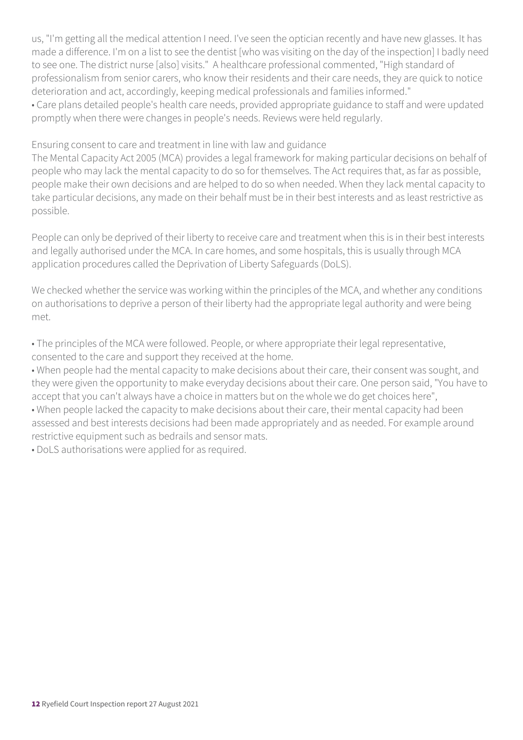us, "I'm getting all the medical attention I need. I've seen the optician recently and have new glasses. It has made a difference. I'm on a list to see the dentist [who was visiting on the day of the inspection] I badly need to see one. The district nurse [also] visits." A healthcare professional commented, "High standard of professionalism from senior carers, who know their residents and their care needs, they are quick to notice deterioration and act, accordingly, keeping medical professionals and families informed."

• Care plans detailed people's health care needs, provided appropriate guidance to staff and were updated promptly when there were changes in people's needs. Reviews were held regularly.

Ensuring consent to care and treatment in line with law and guidance

The Mental Capacity Act 2005 (MCA) provides a legal framework for making particular decisions on behalf of people who may lack the mental capacity to do so for themselves. The Act requires that, as far as possible, people make their own decisions and are helped to do so when needed. When they lack mental capacity to take particular decisions, any made on their behalf must be in their best interests and as least restrictive as possible.

People can only be deprived of their liberty to receive care and treatment when this is in their best interests and legally authorised under the MCA. In care homes, and some hospitals, this is usually through MCA application procedures called the Deprivation of Liberty Safeguards (DoLS).

We checked whether the service was working within the principles of the MCA, and whether any conditions on authorisations to deprive a person of their liberty had the appropriate legal authority and were being met.

• The principles of the MCA were followed. People, or where appropriate their legal representative, consented to the care and support they received at the home.
• When people had the mental capacity to make decisions about their care, their consent was sought, and they were given the opportunity to make everyday decisions about their care. One person said, "You have to accept that you can't always have a choice in matters but on the whole we do get choices here",
• When people lacked the capacity to make decisions about their care, their mental capacity had been assessed and best interests decisions had been made appropriately and as needed. For example around restrictive equipment such as bedrails and sensor mats.
• DoLS authorisations were applied for as required.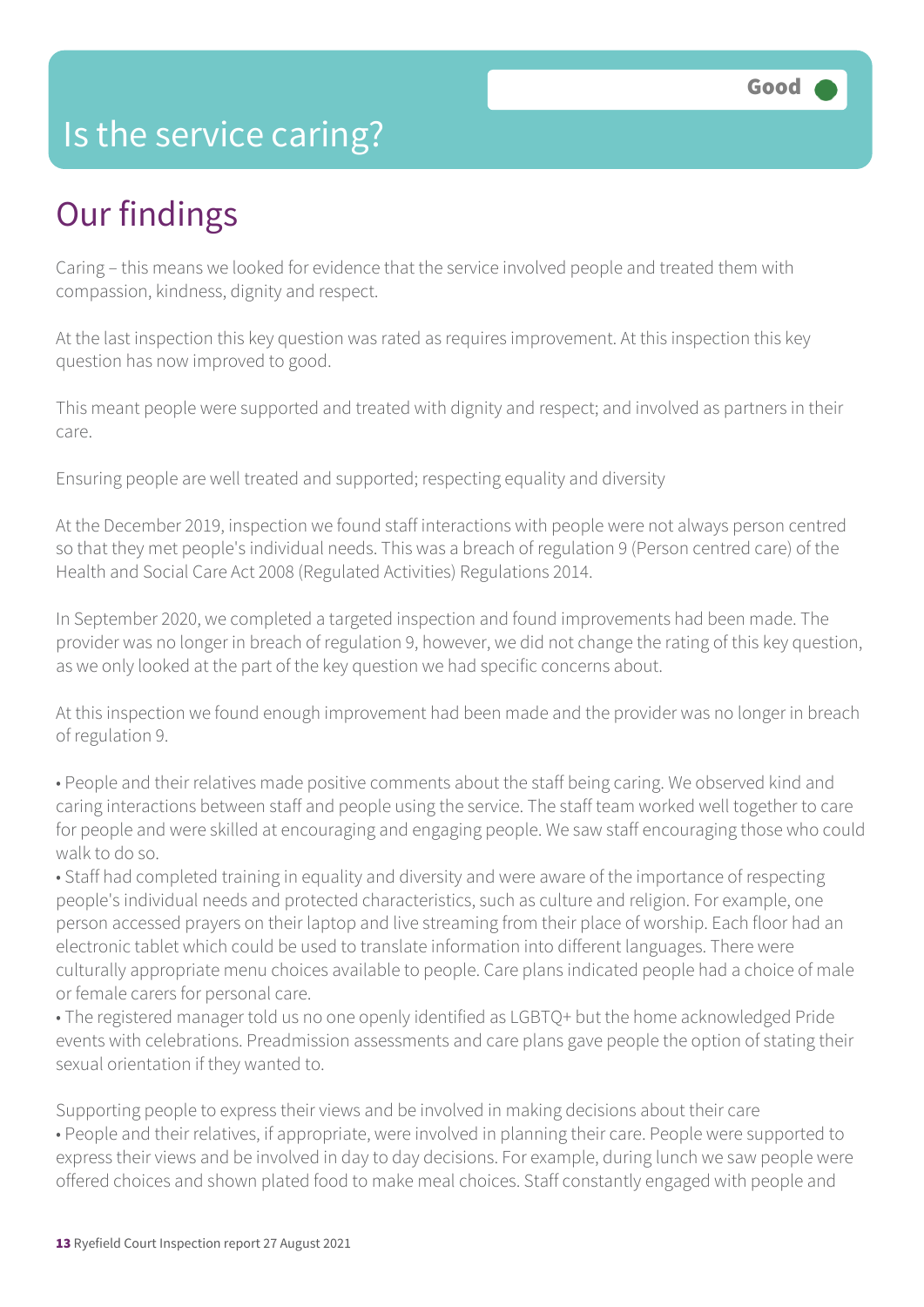# Is the service caring?

Good

## Our findings

Caring – this means we looked for evidence that the service involved people and treated them with compassion, kindness, dignity and respect.

At the last inspection this key question was rated as requires improvement. At this inspection this key question has now improved to good.

This meant people were supported and treated with dignity and respect; and involved as partners in their care.

Ensuring people are well treated and supported; respecting equality and diversity

At the December 2019, inspection we found staff interactions with people were not always person centred so that they met people's individual needs. This was a breach of regulation 9 (Person centred care) of the Health and Social Care Act 2008 (Regulated Activities) Regulations 2014.

In September 2020, we completed a targeted inspection and found improvements had been made. The provider was no longer in breach of regulation 9, however, we did not change the rating of this key question, as we only looked at the part of the key question we had specific concerns about.

At this inspection we found enough improvement had been made and the provider was no longer in breach of regulation 9.

- People and their relatives made positive comments about the staff being caring. We observed kind and caring interactions between staff and people using the service. The staff team worked well together to care for people and were skilled at encouraging and engaging people. We saw staff encouraging those who could walk to do so.
- Staff had completed training in equality and diversity and were aware of the importance of respecting people's individual needs and protected characteristics, such as culture and religion. For example, one person accessed prayers on their laptop and live streaming from their place of worship. Each floor had an electronic tablet which could be used to translate information into different languages. There were culturally appropriate menu choices available to people. Care plans indicated people had a choice of male or female carers for personal care.
- The registered manager told us no one openly identified as LGBTQ+ but the home acknowledged Pride events with celebrations. Preadmission assessments and care plans gave people the option of stating their sexual orientation if they wanted to.

Supporting people to express their views and be involved in making decisions about their care

- People and their relatives, if appropriate, were involved in planning their care. People were supported to express their views and be involved in day to day decisions. For example, during lunch we saw people were offered choices and shown plated food to make meal choices. Staff constantly engaged with people and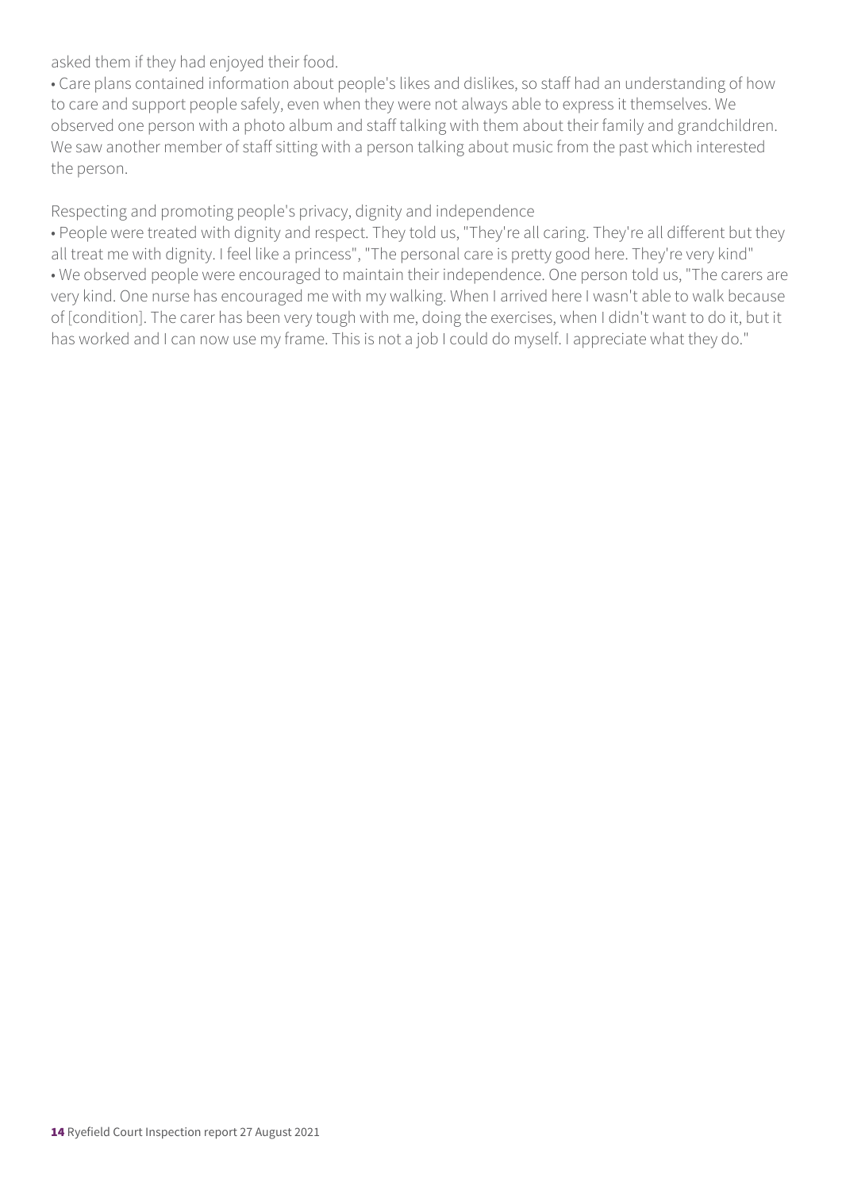asked them if they had enjoyed their food.

• Care plans contained information about people's likes and dislikes, so staff had an understanding of how to care and support people safely, even when they were not always able to express it themselves. We observed one person with a photo album and staff talking with them about their family and grandchildren. We saw another member of staff sitting with a person talking about music from the past which interested the person.

Respecting and promoting people's privacy, dignity and independence

• People were treated with dignity and respect. They told us, "They're all caring. They're all different but they all treat me with dignity. I feel like a princess", "The personal care is pretty good here. They're very kind"

• We observed people were encouraged to maintain their independence. One person told us, "The carers are very kind. One nurse has encouraged me with my walking. When I arrived here I wasn't able to walk because of [condition]. The carer has been very tough with me, doing the exercises, when I didn't want to do it, but it has worked and I can now use my frame. This is not a job I could do myself. I appreciate what they do."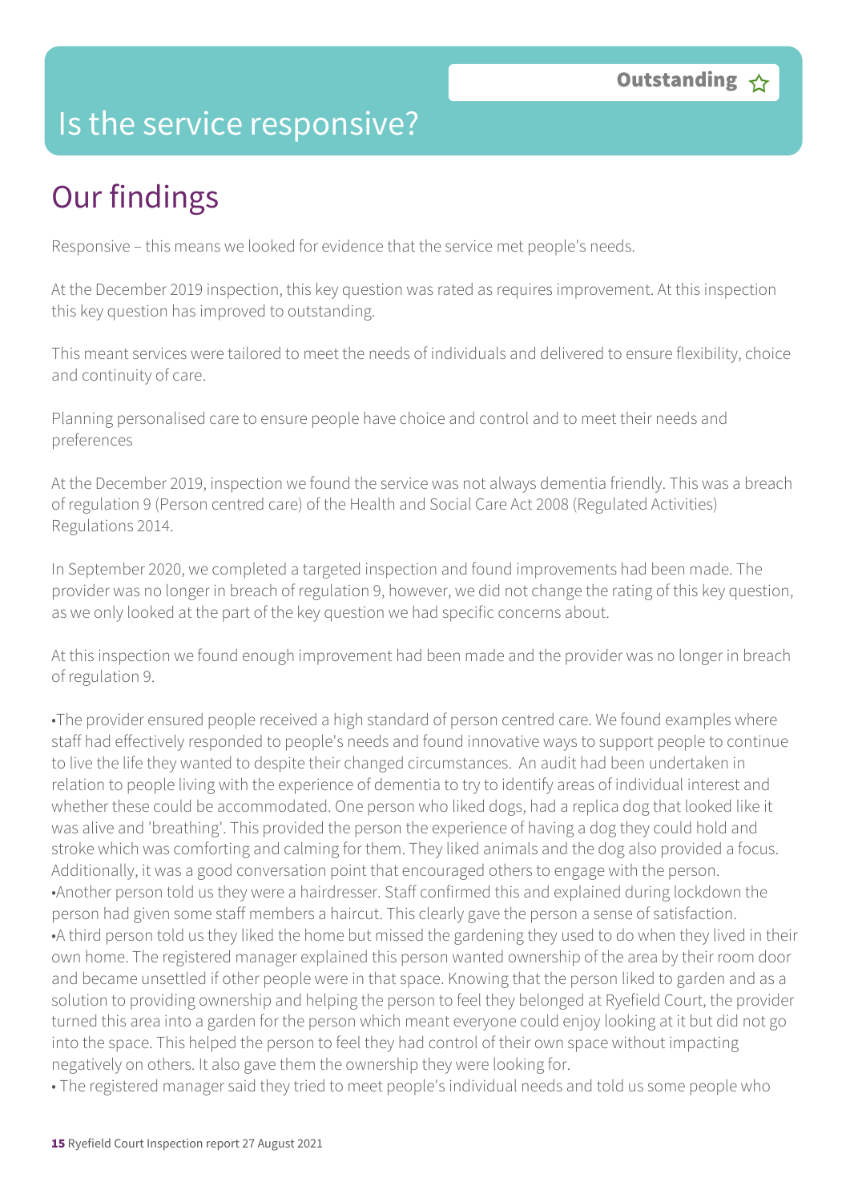# Is the service responsive?

**Outstanding** ☆

## Our findings

Responsive – this means we looked for evidence that the service met people's needs.

At the December 2019 inspection, this key question was rated as requires improvement. At this inspection this key question has improved to outstanding.

This meant services were tailored to meet the needs of individuals and delivered to ensure flexibility, choice and continuity of care.

Planning personalised care to ensure people have choice and control and to meet their needs and preferences

At the December 2019, inspection we found the service was not always dementia friendly. This was a breach of regulation 9 (Person centred care) of the Health and Social Care Act 2008 (Regulated Activities) Regulations 2014.

In September 2020, we completed a targeted inspection and found improvements had been made. The provider was no longer in breach of regulation 9, however, we did not change the rating of this key question, as we only looked at the part of the key question we had specific concerns about.

At this inspection we found enough improvement had been made and the provider was no longer in breach of regulation 9.

- The provider ensured people received a high standard of person centred care. We found examples where staff had effectively responded to people's needs and found innovative ways to support people to continue to live the life they wanted to despite their changed circumstances. An audit had been undertaken in relation to people living with the experience of dementia to try to identify areas of individual interest and whether these could be accommodated. One person who liked dogs, had a replica dog that looked like it was alive and 'breathing'. This provided the person the experience of having a dog they could hold and stroke which was comforting and calming for them. They liked animals and the dog also provided a focus. Additionally, it was a good conversation point that encouraged others to engage with the person.
- Another person told us they were a hairdresser. Staff confirmed this and explained during lockdown the person had given some staff members a haircut. This clearly gave the person a sense of satisfaction.
- A third person told us they liked the home but missed the gardening they used to do when they lived in their own home. The registered manager explained this person wanted ownership of the area by their room door and became unsettled if other people were in that space. Knowing that the person liked to garden and as a solution to providing ownership and helping the person to feel they belonged at Ryefield Court, the provider turned this area into a garden for the person which meant everyone could enjoy looking at it but did not go into the space. This helped the person to feel they had control of their own space without impacting negatively on others. It also gave them the ownership they were looking for.
- The registered manager said they tried to meet people's individual needs and told us some people who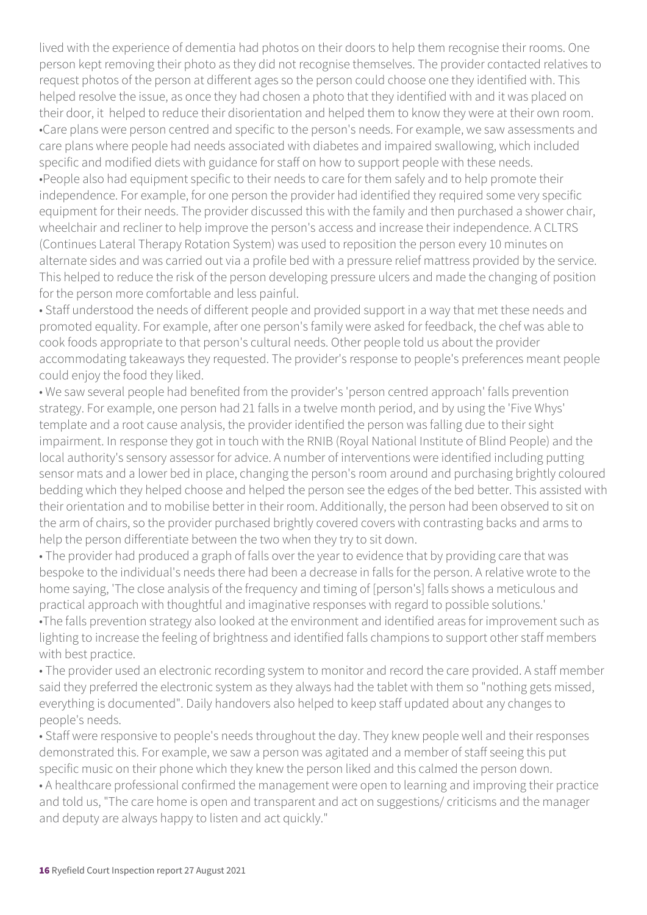lived with the experience of dementia had photos on their doors to help them recognise their rooms. One person kept removing their photo as they did not recognise themselves. The provider contacted relatives to request photos of the person at different ages so the person could choose one they identified with. This helped resolve the issue, as once they had chosen a photo that they identified with and it was placed on their door, it helped to reduce their disorientation and helped them to know they were at their own room.

- Care plans were person centred and specific to the person's needs. For example, we saw assessments and care plans where people had needs associated with diabetes and impaired swallowing, which included specific and modified diets with guidance for staff on how to support people with these needs.
- People also had equipment specific to their needs to care for them safely and to help promote their independence. For example, for one person the provider had identified they required some very specific equipment for their needs. The provider discussed this with the family and then purchased a shower chair, wheelchair and recliner to help improve the person's access and increase their independence. A CLTRS (Continues Lateral Therapy Rotation System) was used to reposition the person every 10 minutes on alternate sides and was carried out via a profile bed with a pressure relief mattress provided by the service. This helped to reduce the risk of the person developing pressure ulcers and made the changing of position for the person more comfortable and less painful.
- Staff understood the needs of different people and provided support in a way that met these needs and promoted equality. For example, after one person's family were asked for feedback, the chef was able to cook foods appropriate to that person's cultural needs. Other people told us about the provider accommodating takeaways they requested. The provider's response to people's preferences meant people could enjoy the food they liked.
- We saw several people had benefited from the provider's 'person centred approach' falls prevention strategy. For example, one person had 21 falls in a twelve month period, and by using the 'Five Whys' template and a root cause analysis, the provider identified the person was falling due to their sight impairment. In response they got in touch with the RNIB (Royal National Institute of Blind People) and the local authority's sensory assessor for advice. A number of interventions were identified including putting sensor mats and a lower bed in place, changing the person's room around and purchasing brightly coloured bedding which they helped choose and helped the person see the edges of the bed better. This assisted with their orientation and to mobilise better in their room. Additionally, the person had been observed to sit on the arm of chairs, so the provider purchased brightly covered covers with contrasting backs and arms to help the person differentiate between the two when they try to sit down.
- The provider had produced a graph of falls over the year to evidence that by providing care that was bespoke to the individual's needs there had been a decrease in falls for the person. A relative wrote to the home saying, 'The close analysis of the frequency and timing of [person's] falls shows a meticulous and practical approach with thoughtful and imaginative responses with regard to possible solutions.'
- The falls prevention strategy also looked at the environment and identified areas for improvement such as lighting to increase the feeling of brightness and identified falls champions to support other staff members with best practice.
- The provider used an electronic recording system to monitor and record the care provided. A staff member said they preferred the electronic system as they always had the tablet with them so "nothing gets missed, everything is documented". Daily handovers also helped to keep staff updated about any changes to people's needs.
- Staff were responsive to people's needs throughout the day. They knew people well and their responses demonstrated this. For example, we saw a person was agitated and a member of staff seeing this put specific music on their phone which they knew the person liked and this calmed the person down.
- A healthcare professional confirmed the management were open to learning and improving their practice and told us, "The care home is open and transparent and act on suggestions/ criticisms and the manager and deputy are always happy to listen and act quickly."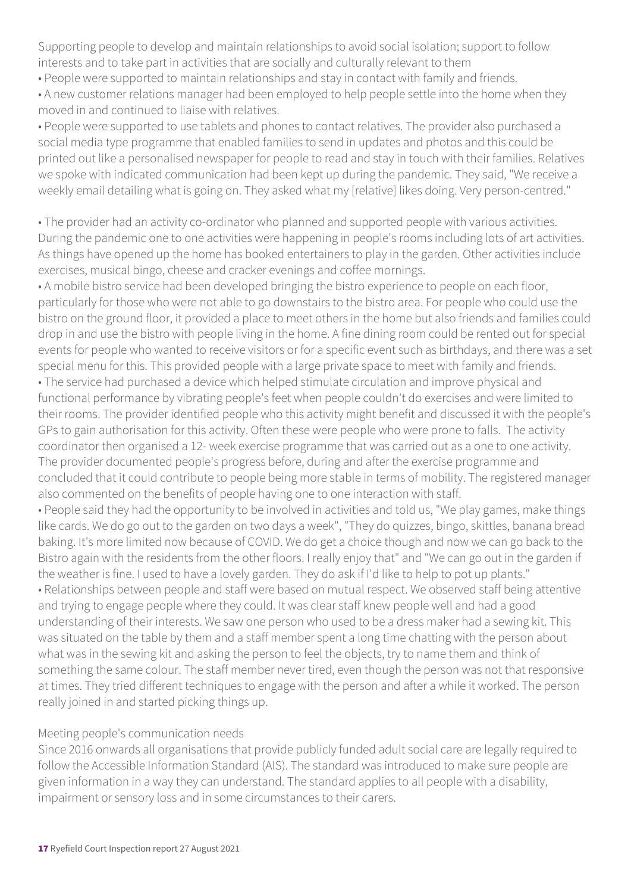Supporting people to develop and maintain relationships to avoid social isolation; support to follow interests and to take part in activities that are socially and culturally relevant to them

- People were supported to maintain relationships and stay in contact with family and friends.
- A new customer relations manager had been employed to help people settle into the home when they moved in and continued to liaise with relatives.
- People were supported to use tablets and phones to contact relatives. The provider also purchased a social media type programme that enabled families to send in updates and photos and this could be printed out like a personalised newspaper for people to read and stay in touch with their families. Relatives we spoke with indicated communication had been kept up during the pandemic. They said, "We receive a weekly email detailing what is going on. They asked what my [relative] likes doing. Very person-centred."
- The provider had an activity co-ordinator who planned and supported people with various activities. During the pandemic one to one activities were happening in people's rooms including lots of art activities. As things have opened up the home has booked entertainers to play in the garden. Other activities include exercises, musical bingo, cheese and cracker evenings and coffee mornings.
- A mobile bistro service had been developed bringing the bistro experience to people on each floor, particularly for those who were not able to go downstairs to the bistro area. For people who could use the bistro on the ground floor, it provided a place to meet others in the home but also friends and families could drop in and use the bistro with people living in the home. A fine dining room could be rented out for special events for people who wanted to receive visitors or for a specific event such as birthdays, and there was a set special menu for this. This provided people with a large private space to meet with family and friends.
- The service had purchased a device which helped stimulate circulation and improve physical and functional performance by vibrating people's feet when people couldn't do exercises and were limited to their rooms. The provider identified people who this activity might benefit and discussed it with the people's GPs to gain authorisation for this activity. Often these were people who were prone to falls. The activity coordinator then organised a 12- week exercise programme that was carried out as a one to one activity. The provider documented people's progress before, during and after the exercise programme and concluded that it could contribute to people being more stable in terms of mobility. The registered manager also commented on the benefits of people having one to one interaction with staff.
- People said they had the opportunity to be involved in activities and told us, "We play games, make things like cards. We do go out to the garden on two days a week", "They do quizzes, bingo, skittles, banana bread baking. It's more limited now because of COVID. We do get a choice though and now we can go back to the Bistro again with the residents from the other floors. I really enjoy that" and "We can go out in the garden if the weather is fine. I used to have a lovely garden. They do ask if I'd like to help to pot up plants."
- Relationships between people and staff were based on mutual respect. We observed staff being attentive and trying to engage people where they could. It was clear staff knew people well and had a good understanding of their interests. We saw one person who used to be a dress maker had a sewing kit. This was situated on the table by them and a staff member spent a long time chatting with the person about what was in the sewing kit and asking the person to feel the objects, try to name them and think of something the same colour. The staff member never tired, even though the person was not that responsive at times. They tried different techniques to engage with the person and after a while it worked. The person really joined in and started picking things up.

Meeting people's communication needs

Since 2016 onwards all organisations that provide publicly funded adult social care are legally required to follow the Accessible Information Standard (AIS). The standard was introduced to make sure people are given information in a way they can understand. The standard applies to all people with a disability, impairment or sensory loss and in some circumstances to their carers.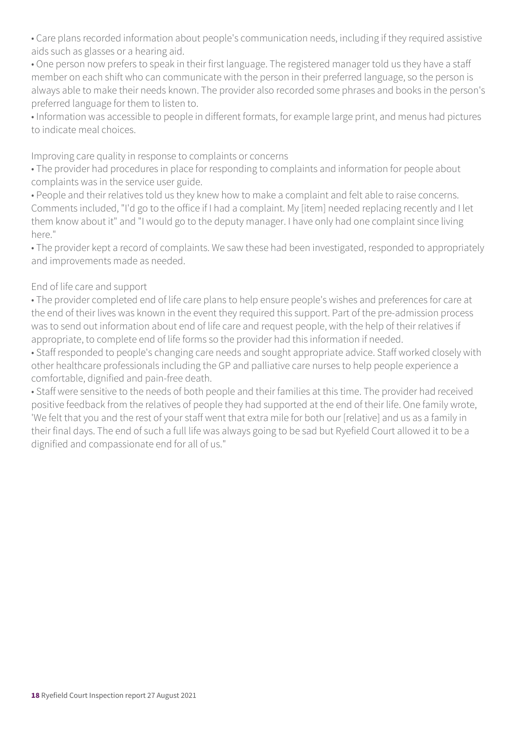- Care plans recorded information about people's communication needs, including if they required assistive aids such as glasses or a hearing aid.
- One person now prefers to speak in their first language. The registered manager told us they have a staff member on each shift who can communicate with the person in their preferred language, so the person is always able to make their needs known. The provider also recorded some phrases and books in the person's preferred language for them to listen to.
- Information was accessible to people in different formats, for example large print, and menus had pictures to indicate meal choices.

Improving care quality in response to complaints or concerns

- The provider had procedures in place for responding to complaints and information for people about complaints was in the service user guide.
- People and their relatives told us they knew how to make a complaint and felt able to raise concerns. Comments included, "I'd go to the office if I had a complaint. My [item] needed replacing recently and I let them know about it" and "I would go to the deputy manager. I have only had one complaint since living here."
- The provider kept a record of complaints. We saw these had been investigated, responded to appropriately and improvements made as needed.

End of life care and support

- The provider completed end of life care plans to help ensure people's wishes and preferences for care at the end of their lives was known in the event they required this support. Part of the pre-admission process was to send out information about end of life care and request people, with the help of their relatives if appropriate, to complete end of life forms so the provider had this information if needed.
- Staff responded to people's changing care needs and sought appropriate advice. Staff worked closely with other healthcare professionals including the GP and palliative care nurses to help people experience a comfortable, dignified and pain-free death.
- Staff were sensitive to the needs of both people and their families at this time. The provider had received positive feedback from the relatives of people they had supported at the end of their life. One family wrote, 'We felt that you and the rest of your staff went that extra mile for both our [relative] and us as a family in their final days. The end of such a full life was always going to be sad but Ryefield Court allowed it to be a dignified and compassionate end for all of us."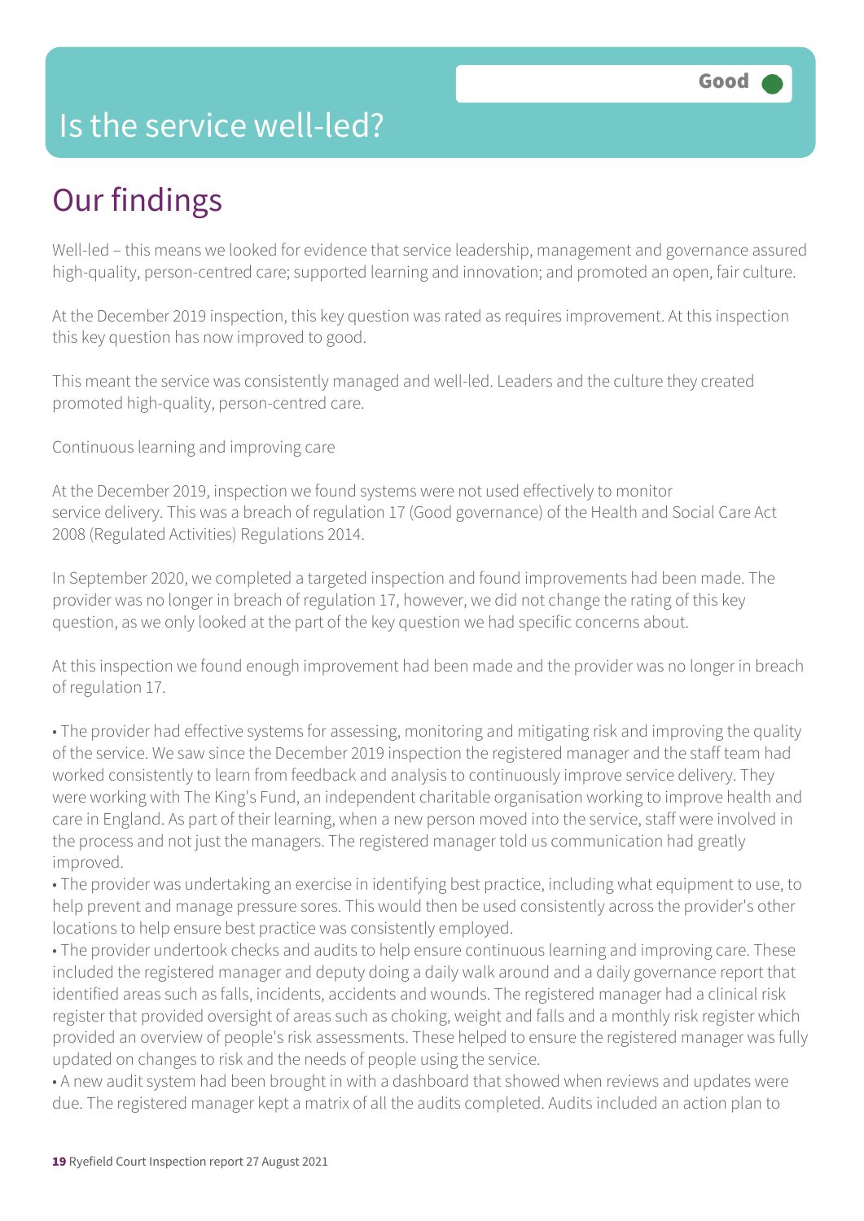# Is the service well-led?

Good

## Our findings

Well-led – this means we looked for evidence that service leadership, management and governance assured high-quality, person-centred care; supported learning and innovation; and promoted an open, fair culture.

At the December 2019 inspection, this key question was rated as requires improvement. At this inspection this key question has now improved to good.

This meant the service was consistently managed and well-led. Leaders and the culture they created promoted high-quality, person-centred care.

Continuous learning and improving care

At the December 2019, inspection we found systems were not used effectively to monitor service delivery. This was a breach of regulation 17 (Good governance) of the Health and Social Care Act 2008 (Regulated Activities) Regulations 2014.

In September 2020, we completed a targeted inspection and found improvements had been made. The provider was no longer in breach of regulation 17, however, we did not change the rating of this key question, as we only looked at the part of the key question we had specific concerns about.

At this inspection we found enough improvement had been made and the provider was no longer in breach of regulation 17.

- The provider had effective systems for assessing, monitoring and mitigating risk and improving the quality of the service. We saw since the December 2019 inspection the registered manager and the staff team had worked consistently to learn from feedback and analysis to continuously improve service delivery. They were working with The King's Fund, an independent charitable organisation working to improve health and care in England. As part of their learning, when a new person moved into the service, staff were involved in the process and not just the managers. The registered manager told us communication had greatly improved.
- The provider was undertaking an exercise in identifying best practice, including what equipment to use, to help prevent and manage pressure sores. This would then be used consistently across the provider's other locations to help ensure best practice was consistently employed.
- The provider undertook checks and audits to help ensure continuous learning and improving care. These included the registered manager and deputy doing a daily walk around and a daily governance report that identified areas such as falls, incidents, accidents and wounds. The registered manager had a clinical risk register that provided oversight of areas such as choking, weight and falls and a monthly risk register which provided an overview of people's risk assessments. These helped to ensure the registered manager was fully updated on changes to risk and the needs of people using the service.
- A new audit system had been brought in with a dashboard that showed when reviews and updates were due. The registered manager kept a matrix of all the audits completed. Audits included an action plan to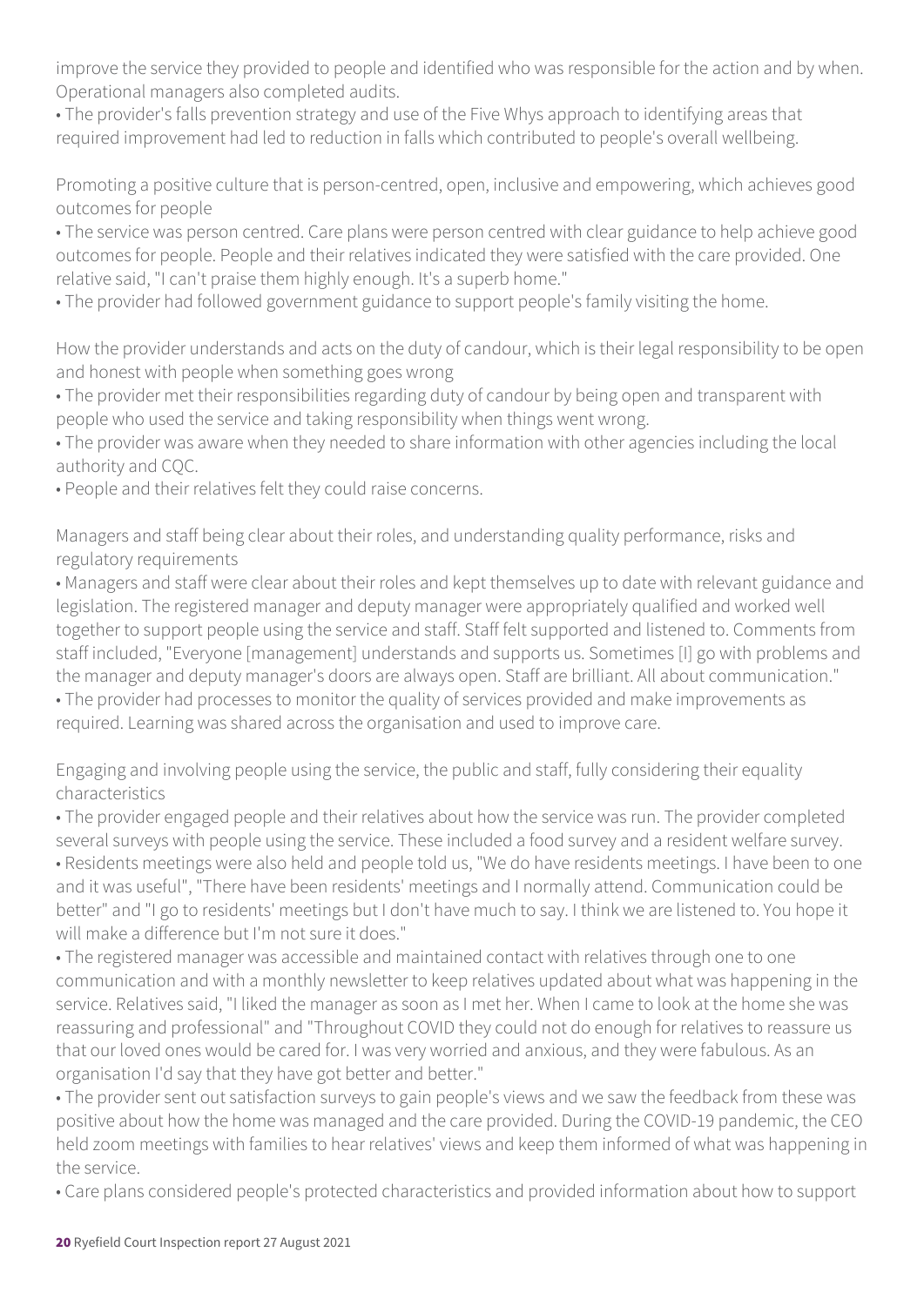improve the service they provided to people and identified who was responsible for the action and by when. Operational managers also completed audits.

• The provider's falls prevention strategy and use of the Five Whys approach to identifying areas that required improvement had led to reduction in falls which contributed to people's overall wellbeing.

Promoting a positive culture that is person-centred, open, inclusive and empowering, which achieves good outcomes for people

• The service was person centred. Care plans were person centred with clear guidance to help achieve good outcomes for people. People and their relatives indicated they were satisfied with the care provided. One relative said, "I can't praise them highly enough. It's a superb home."

• The provider had followed government guidance to support people's family visiting the home.

How the provider understands and acts on the duty of candour, which is their legal responsibility to be open and honest with people when something goes wrong

• The provider met their responsibilities regarding duty of candour by being open and transparent with people who used the service and taking responsibility when things went wrong.

• The provider was aware when they needed to share information with other agencies including the local authority and CQC.

• People and their relatives felt they could raise concerns.

Managers and staff being clear about their roles, and understanding quality performance, risks and regulatory requirements

• Managers and staff were clear about their roles and kept themselves up to date with relevant guidance and legislation. The registered manager and deputy manager were appropriately qualified and worked well together to support people using the service and staff. Staff felt supported and listened to. Comments from staff included, "Everyone [management] understands and supports us. Sometimes [I] go with problems and the manager and deputy manager's doors are always open. Staff are brilliant. All about communication."

• The provider had processes to monitor the quality of services provided and make improvements as required. Learning was shared across the organisation and used to improve care.

Engaging and involving people using the service, the public and staff, fully considering their equality characteristics

• The provider engaged people and their relatives about how the service was run. The provider completed several surveys with people using the service. These included a food survey and a resident welfare survey.

• Residents meetings were also held and people told us, "We do have residents meetings. I have been to one and it was useful", "There have been residents' meetings and I normally attend. Communication could be better" and "I go to residents' meetings but I don't have much to say. I think we are listened to. You hope it will make a difference but I'm not sure it does."

• The registered manager was accessible and maintained contact with relatives through one to one communication and with a monthly newsletter to keep relatives updated about what was happening in the service. Relatives said, "I liked the manager as soon as I met her. When I came to look at the home she was reassuring and professional" and "Throughout COVID they could not do enough for relatives to reassure us that our loved ones would be cared for. I was very worried and anxious, and they were fabulous. As an organisation I'd say that they have got better and better."

• The provider sent out satisfaction surveys to gain people's views and we saw the feedback from these was positive about how the home was managed and the care provided. During the COVID-19 pandemic, the CEO held zoom meetings with families to hear relatives' views and keep them informed of what was happening in the service.

• Care plans considered people's protected characteristics and provided information about how to support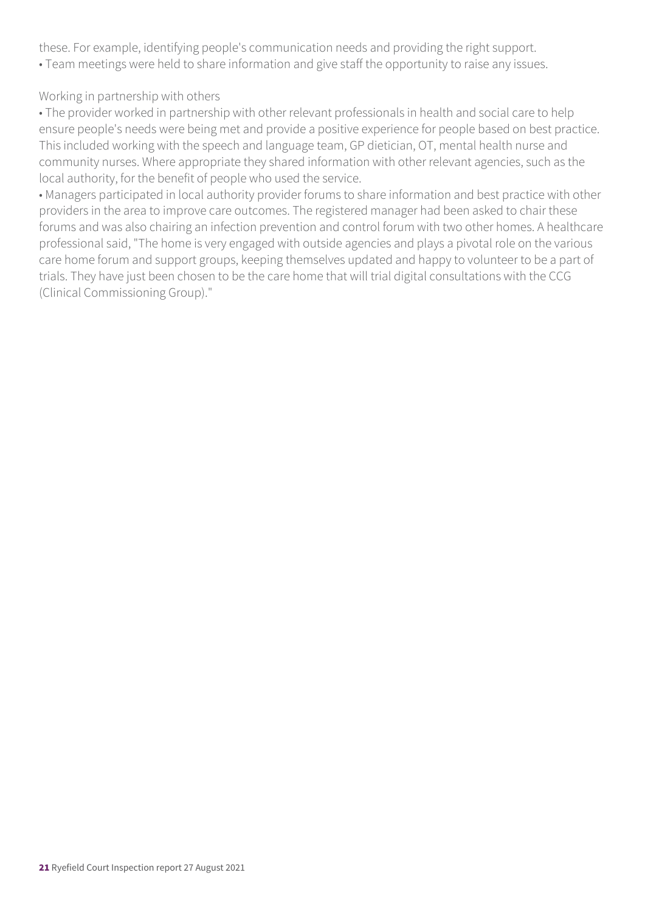these. For example, identifying people's communication needs and providing the right support.
• Team meetings were held to share information and give staff the opportunity to raise any issues.

Working in partnership with others

• The provider worked in partnership with other relevant professionals in health and social care to help ensure people's needs were being met and provide a positive experience for people based on best practice. This included working with the speech and language team, GP dietician, OT, mental health nurse and community nurses. Where appropriate they shared information with other relevant agencies, such as the local authority, for the benefit of people who used the service.
• Managers participated in local authority provider forums to share information and best practice with other providers in the area to improve care outcomes. The registered manager had been asked to chair these forums and was also chairing an infection prevention and control forum with two other homes. A healthcare professional said, "The home is very engaged with outside agencies and plays a pivotal role on the various care home forum and support groups, keeping themselves updated and happy to volunteer to be a part of trials. They have just been chosen to be the care home that will trial digital consultations with the CCG (Clinical Commissioning Group)."